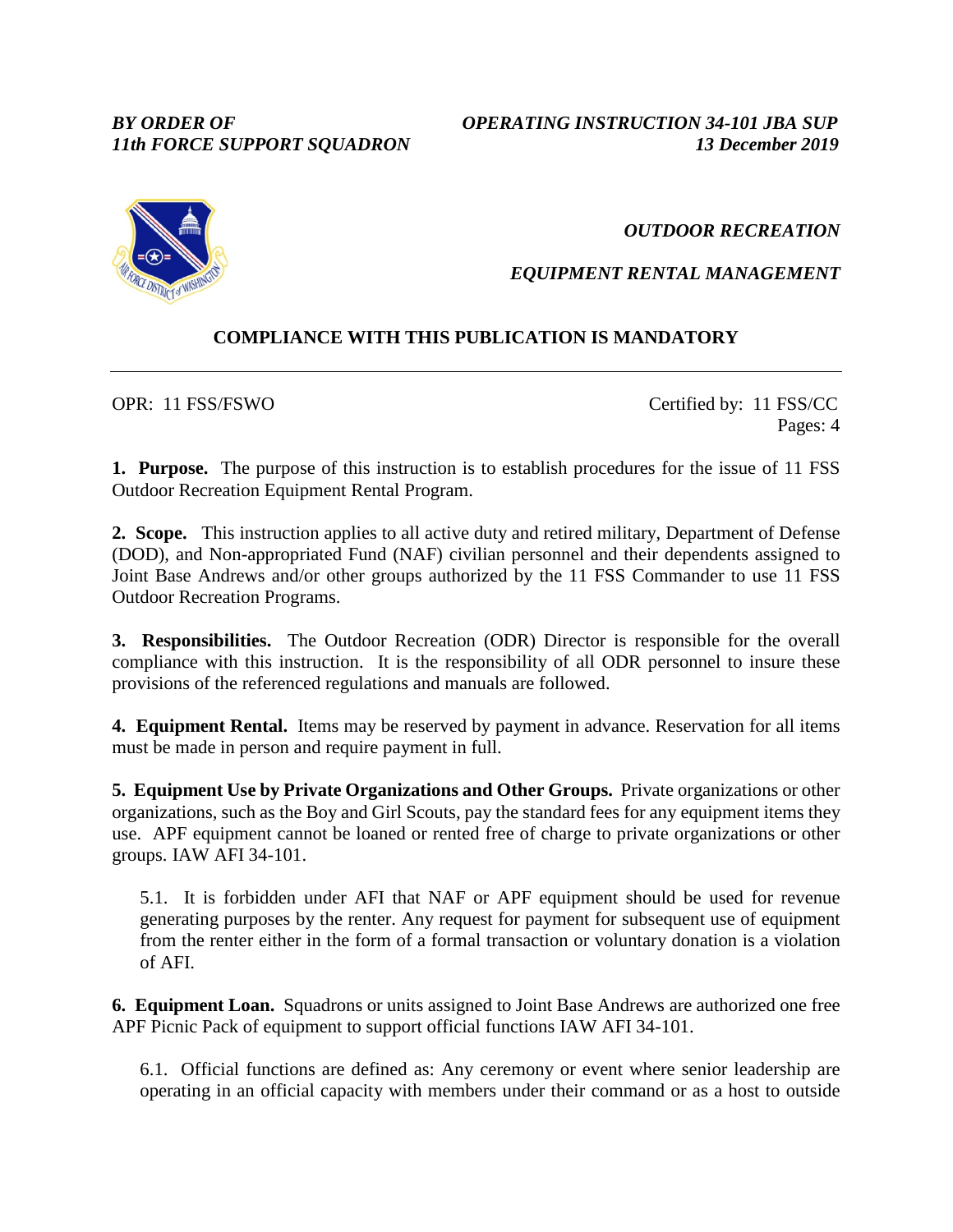*BY ORDER OF*
*11th FORCE SUPPORT SQUADRON*

*OPERATING INSTRUCTION 34-101 JBA SUP*
*13 December 2019*

*OUTDOOR RECREATION*

*EQUIPMENT RENTAL MANAGEMENT*

**COMPLIANCE WITH THIS PUBLICATION IS MANDATORY**

---

OPR: 11 FSS/FSWO

Certified by: 11 FSS/CC
Pages: 4

**1. Purpose.** The purpose of this instruction is to establish procedures for the issue of 11 FSS Outdoor Recreation Equipment Rental Program.

**2. Scope.** This instruction applies to all active duty and retired military, Department of Defense (DOD), and Non-appropriated Fund (NAF) civilian personnel and their dependents assigned to Joint Base Andrews and/or other groups authorized by the 11 FSS Commander to use 11 FSS Outdoor Recreation Programs.

**3. Responsibilities.** The Outdoor Recreation (ODR) Director is responsible for the overall compliance with this instruction. It is the responsibility of all ODR personnel to insure these provisions of the referenced regulations and manuals are followed.

**4. Equipment Rental.** Items may be reserved by payment in advance. Reservation for all items must be made in person and require payment in full.

**5. Equipment Use by Private Organizations and Other Groups.** Private organizations or other organizations, such as the Boy and Girl Scouts, pay the standard fees for any equipment items they use. APF equipment cannot be loaned or rented free of charge to private organizations or other groups. IAW AFI 34-101.

5.1. It is forbidden under AFI that NAF or APF equipment should be used for revenue generating purposes by the renter. Any request for payment for subsequent use of equipment from the renter either in the form of a formal transaction or voluntary donation is a violation of AFI.

**6. Equipment Loan.** Squadrons or units assigned to Joint Base Andrews are authorized one free APF Picnic Pack of equipment to support official functions IAW AFI 34-101.

6.1. Official functions are defined as: Any ceremony or event where senior leadership are operating in an official capacity with members under their command or as a host to outside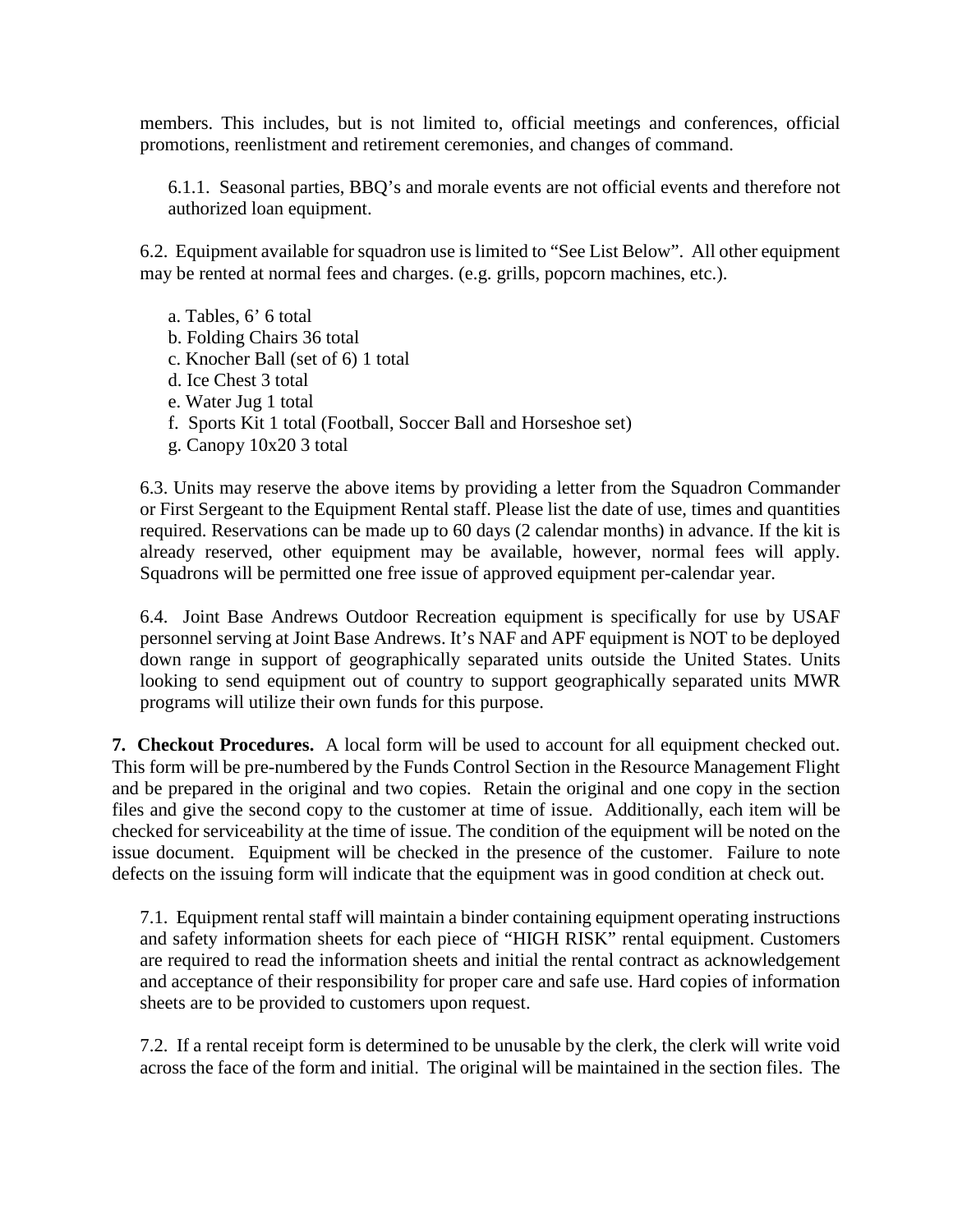members. This includes, but is not limited to, official meetings and conferences, official promotions, reenlistment and retirement ceremonies, and changes of command.

6.1.1. Seasonal parties, BBQ's and morale events are not official events and therefore not authorized loan equipment.

6.2. Equipment available for squadron use is limited to "See List Below". All other equipment may be rented at normal fees and charges. (e.g. grills, popcorn machines, etc.).

a. Tables, 6' 6 total
b. Folding Chairs 36 total
c. Knocher Ball (set of 6) 1 total
d. Ice Chest 3 total
e. Water Jug 1 total
f. Sports Kit 1 total (Football, Soccer Ball and Horseshoe set)
g. Canopy 10x20 3 total

6.3. Units may reserve the above items by providing a letter from the Squadron Commander or First Sergeant to the Equipment Rental staff. Please list the date of use, times and quantities required. Reservations can be made up to 60 days (2 calendar months) in advance. If the kit is already reserved, other equipment may be available, however, normal fees will apply. Squadrons will be permitted one free issue of approved equipment per-calendar year.

6.4. Joint Base Andrews Outdoor Recreation equipment is specifically for use by USAF personnel serving at Joint Base Andrews. It's NAF and APF equipment is NOT to be deployed down range in support of geographically separated units outside the United States. Units looking to send equipment out of country to support geographically separated units MWR programs will utilize their own funds for this purpose.

**7. Checkout Procedures.** A local form will be used to account for all equipment checked out. This form will be pre-numbered by the Funds Control Section in the Resource Management Flight and be prepared in the original and two copies. Retain the original and one copy in the section files and give the second copy to the customer at time of issue. Additionally, each item will be checked for serviceability at the time of issue. The condition of the equipment will be noted on the issue document. Equipment will be checked in the presence of the customer. Failure to note defects on the issuing form will indicate that the equipment was in good condition at check out.

7.1. Equipment rental staff will maintain a binder containing equipment operating instructions and safety information sheets for each piece of "HIGH RISK" rental equipment. Customers are required to read the information sheets and initial the rental contract as acknowledgement and acceptance of their responsibility for proper care and safe use. Hard copies of information sheets are to be provided to customers upon request.

7.2. If a rental receipt form is determined to be unusable by the clerk, the clerk will write void across the face of the form and initial. The original will be maintained in the section files. The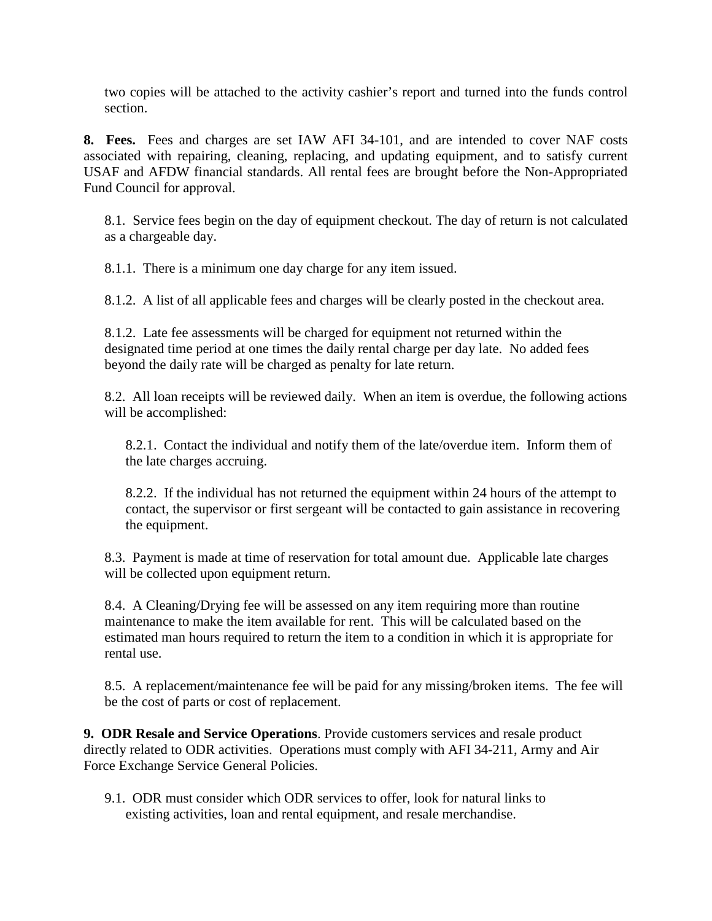two copies will be attached to the activity cashier's report and turned into the funds control section.

**8. Fees.** Fees and charges are set IAW AFI 34-101, and are intended to cover NAF costs associated with repairing, cleaning, replacing, and updating equipment, and to satisfy current USAF and AFDW financial standards. All rental fees are brought before the Non-Appropriated Fund Council for approval.

8.1. Service fees begin on the day of equipment checkout. The day of return is not calculated as a chargeable day.

8.1.1. There is a minimum one day charge for any item issued.

8.1.2. A list of all applicable fees and charges will be clearly posted in the checkout area.

8.1.2. Late fee assessments will be charged for equipment not returned within the designated time period at one times the daily rental charge per day late. No added fees beyond the daily rate will be charged as penalty for late return.

8.2. All loan receipts will be reviewed daily. When an item is overdue, the following actions will be accomplished:

8.2.1. Contact the individual and notify them of the late/overdue item. Inform them of the late charges accruing.

8.2.2. If the individual has not returned the equipment within 24 hours of the attempt to contact, the supervisor or first sergeant will be contacted to gain assistance in recovering the equipment.

8.3. Payment is made at time of reservation for total amount due. Applicable late charges will be collected upon equipment return.

8.4. A Cleaning/Drying fee will be assessed on any item requiring more than routine maintenance to make the item available for rent. This will be calculated based on the estimated man hours required to return the item to a condition in which it is appropriate for rental use.

8.5. A replacement/maintenance fee will be paid for any missing/broken items. The fee will be the cost of parts or cost of replacement.

**9. ODR Resale and Service Operations**. Provide customers services and resale product directly related to ODR activities. Operations must comply with AFI 34-211, Army and Air Force Exchange Service General Policies.

9.1. ODR must consider which ODR services to offer, look for natural links to existing activities, loan and rental equipment, and resale merchandise.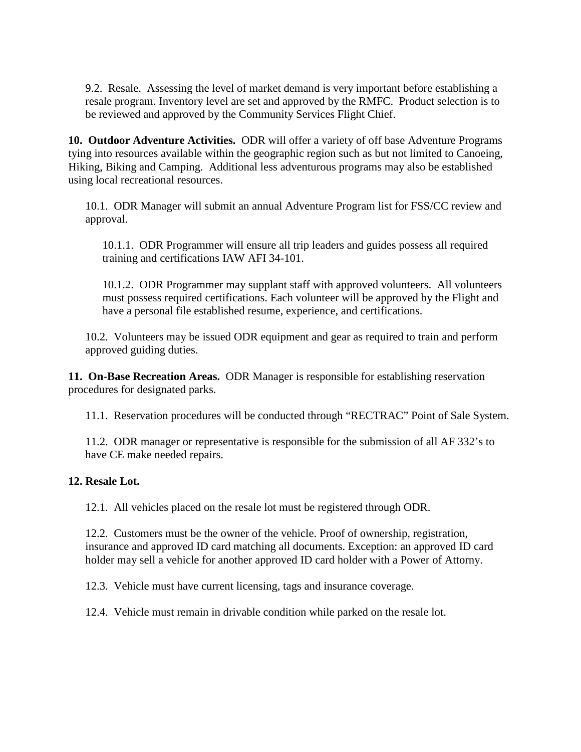9.2. Resale. Assessing the level of market demand is very important before establishing a resale program. Inventory level are set and approved by the RMFC. Product selection is to be reviewed and approved by the Community Services Flight Chief.

**10. Outdoor Adventure Activities.** ODR will offer a variety of off base Adventure Programs tying into resources available within the geographic region such as but not limited to Canoeing, Hiking, Biking and Camping. Additional less adventurous programs may also be established using local recreational resources.

10.1. ODR Manager will submit an annual Adventure Program list for FSS/CC review and approval.

10.1.1. ODR Programmer will ensure all trip leaders and guides possess all required training and certifications IAW AFI 34-101.

10.1.2. ODR Programmer may supplant staff with approved volunteers. All volunteers must possess required certifications. Each volunteer will be approved by the Flight and have a personal file established resume, experience, and certifications.

10.2. Volunteers may be issued ODR equipment and gear as required to train and perform approved guiding duties.

**11. On-Base Recreation Areas.** ODR Manager is responsible for establishing reservation procedures for designated parks.

11.1. Reservation procedures will be conducted through "RECTRAC" Point of Sale System.

11.2. ODR manager or representative is responsible for the submission of all AF 332's to have CE make needed repairs.

**12. Resale Lot.**

12.1. All vehicles placed on the resale lot must be registered through ODR.

12.2. Customers must be the owner of the vehicle. Proof of ownership, registration, insurance and approved ID card matching all documents. Exception: an approved ID card holder may sell a vehicle for another approved ID card holder with a Power of Attorny.

12.3. Vehicle must have current licensing, tags and insurance coverage.

12.4. Vehicle must remain in drivable condition while parked on the resale lot.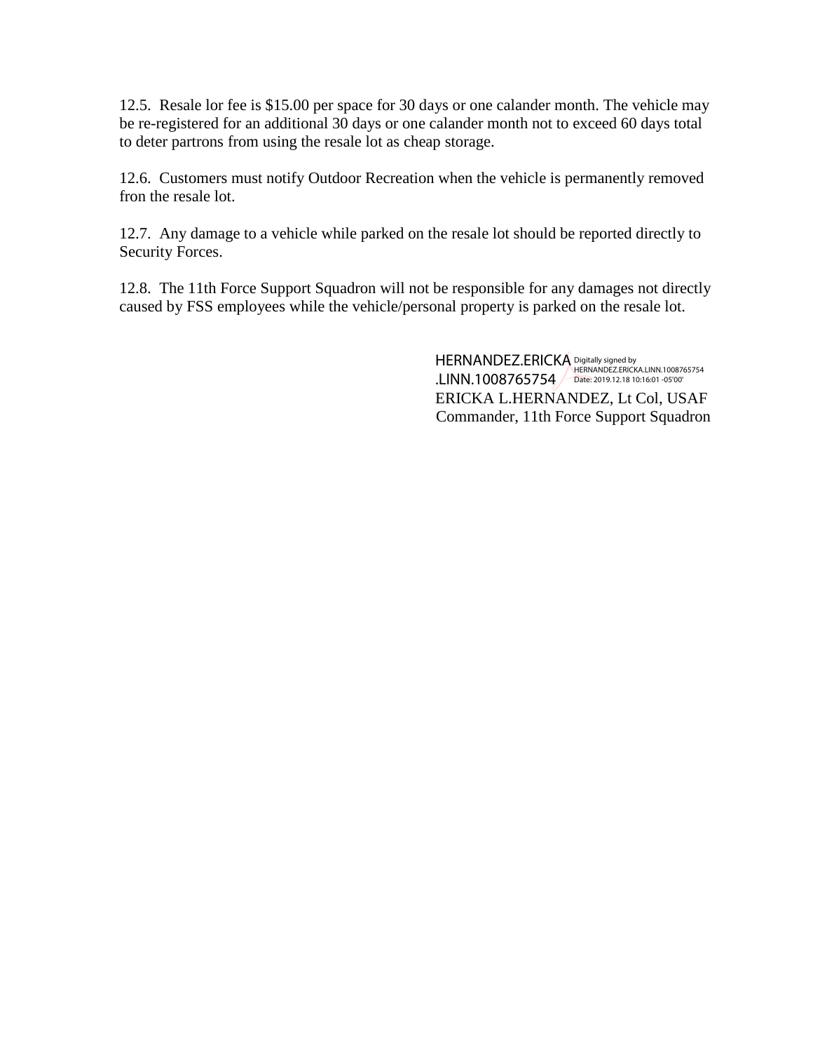12.5. Resale lor fee is $15.00 per space for 30 days or one calander month. The vehicle may be re-registered for an additional 30 days or one calander month not to exceed 60 days total to deter partrons from using the resale lot as cheap storage.

12.6. Customers must notify Outdoor Recreation when the vehicle is permanently removed fron the resale lot.

12.7. Any damage to a vehicle while parked on the resale lot should be reported directly to Security Forces.

12.8. The 11th Force Support Squadron will not be responsible for any damages not directly caused by FSS employees while the vehicle/personal property is parked on the resale lot.

HERNANDEZ.ERICKA.LINN.1008765754
Digitally signed by HERNANDEZ.ERICKA.LINN.1008765754
Date: 2019.12.18 10:16:01 -05'00'

ERICKA L.HERNANDEZ, Lt Col, USAF
Commander, 11th Force Support Squadron